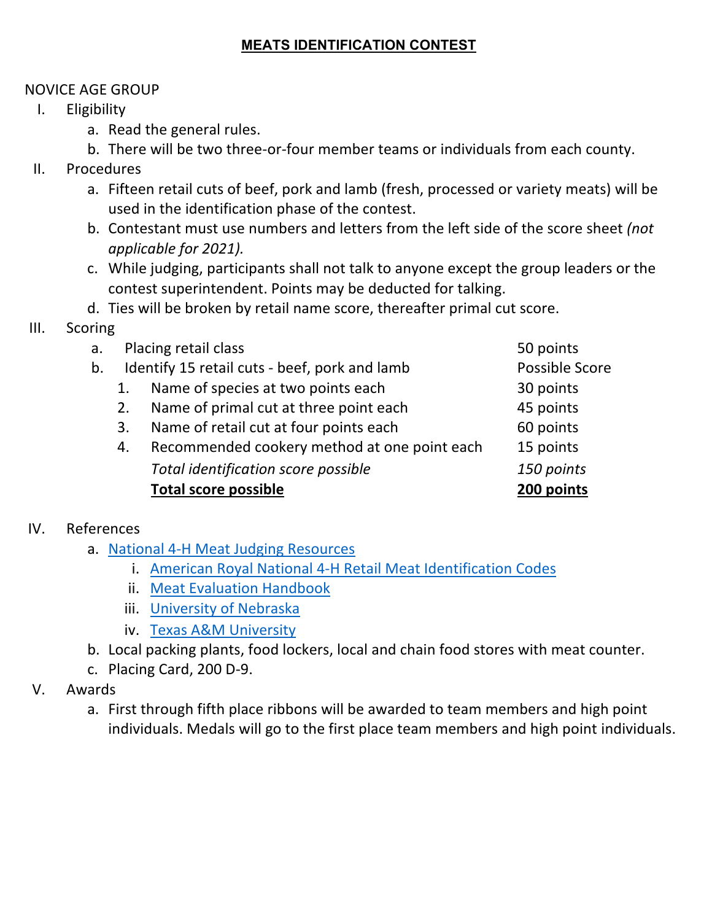# **MEATS IDENTIFICATION CONTEST**

NOVICE AGE GROUP

I. Eligibility
   a. Read the general rules.
   b. There will be two three-or-four member teams or individuals from each county.

II. Procedures
   a. Fifteen retail cuts of beef, pork and lamb (fresh, processed or variety meats) will be used in the identification phase of the contest.
   b. Contestant must use numbers and letters from the left side of the score sheet *(not applicable for 2021).*
   c. While judging, participants shall not talk to anyone except the group leaders or the contest superintendent. Points may be deducted for talking.
   d. Ties will be broken by retail name score, thereafter primal cut score.

III. Scoring

| | | |
|---|---|---|
| a. | Placing retail class | 50 points |
| b. | Identify 15 retail cuts - beef, pork and lamb | Possible Score |
| 1. | Name of species at two points each | 30 points |
| 2. | Name of primal cut at three point each | 45 points |
| 3. | Name of retail cut at four points each | 60 points |
| 4. | Recommended cookery method at one point each | 15 points |
| | *Total identification score possible* | *150 points* |
| | **Total score possible** | **200 points** |

IV. References
   a. National 4-H Meat Judging Resources
      i. American Royal National 4-H Retail Meat Identification Codes
      ii. Meat Evaluation Handbook
      iii. University of Nebraska
      iv. Texas A&M University
   b. Local packing plants, food lockers, local and chain food stores with meat counter.
   c. Placing Card, 200 D-9.

V. Awards
   a. First through fifth place ribbons will be awarded to team members and high point individuals. Medals will go to the first place team members and high point individuals.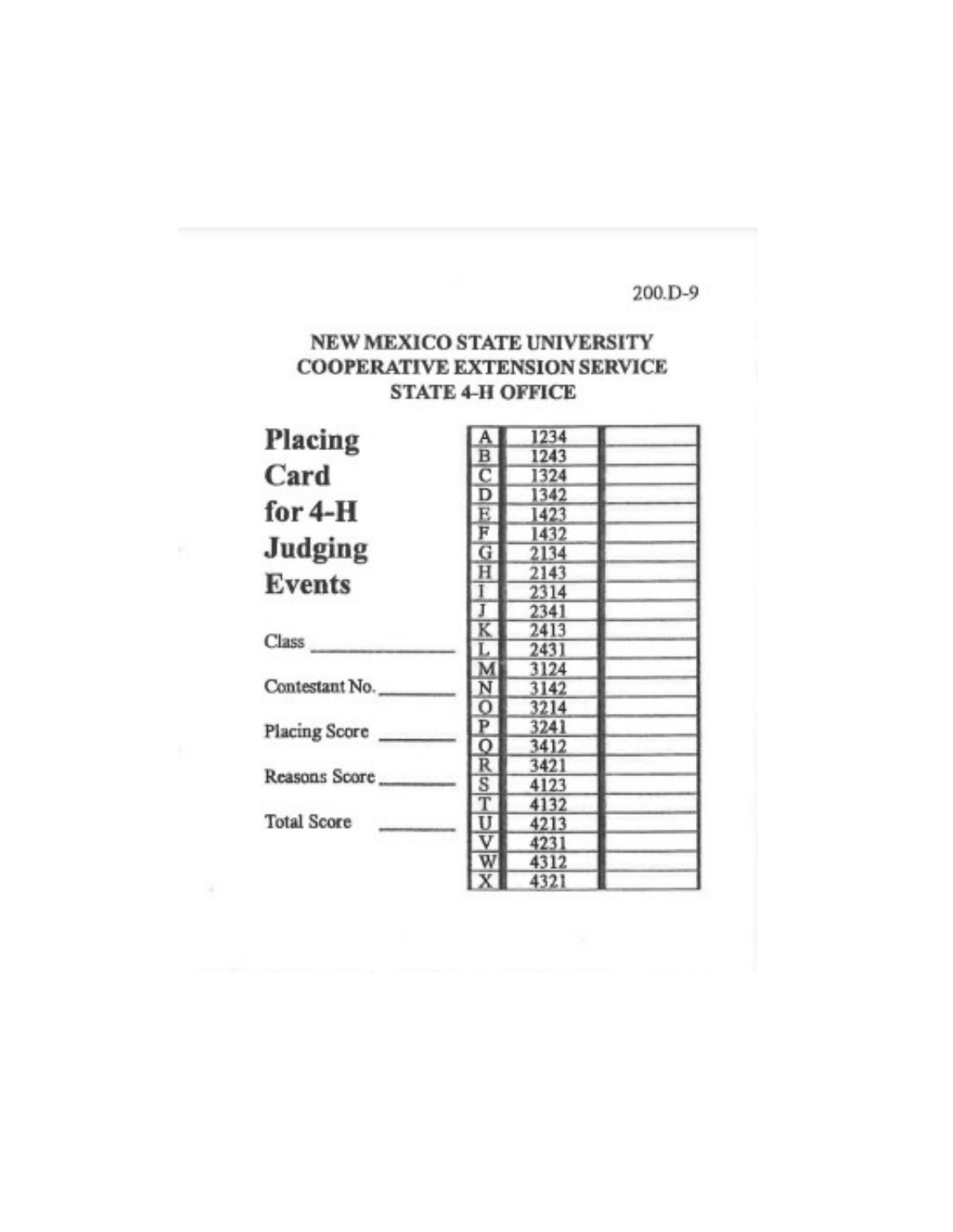200.D-9

**NEW MEXICO STATE UNIVERSITY**
**COOPERATIVE EXTENSION SERVICE**
**STATE 4-H OFFICE**

# Placing Card for 4-H Judging Events

Class ______________

Contestant No. ________

Placing Score ________

Reasons Score ________

Total Score ________

| | | |
|---|---|---|
| A | 1234 | |
| B | 1243 | |
| C | 1324 | |
| D | 1342 | |
| E | 1423 | |
| F | 1432 | |
| G | 2134 | |
| H | 2143 | |
| I | 2314 | |
| J | 2341 | |
| K | 2413 | |
| L | 2431 | |
| M | 3124 | |
| N | 3142 | |
| O | 3214 | |
| P | 3241 | |
| Q | 3412 | |
| R | 3421 | |
| S | 4123 | |
| T | 4132 | |
| U | 4213 | |
| V | 4231 | |
| W | 4312 | |
| X | 4321 | |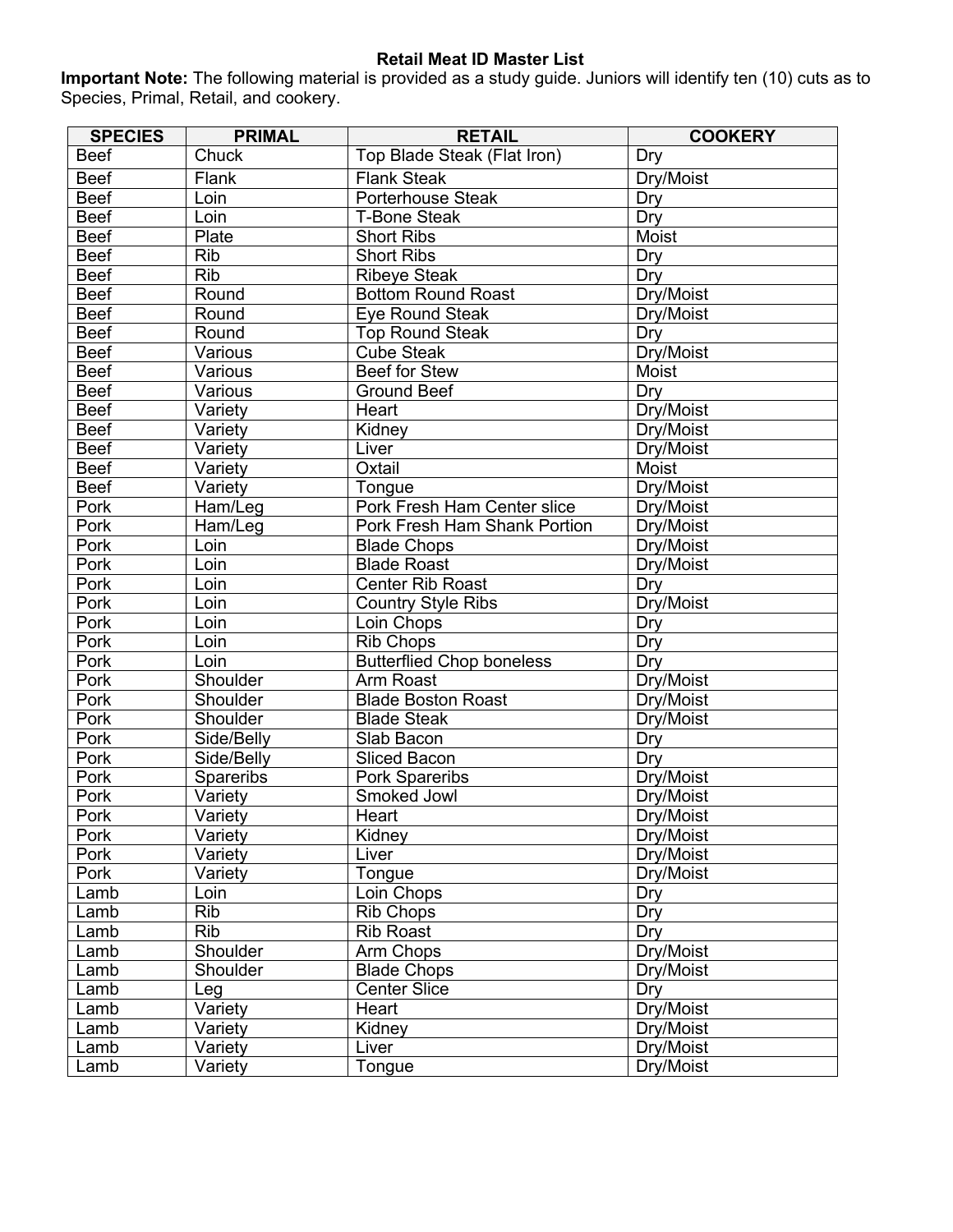# Retail Meat ID Master List

**Important Note:** The following material is provided as a study guide. Juniors will identify ten (10) cuts as to Species, Primal, Retail, and cookery.

| SPECIES | PRIMAL | RETAIL | COOKERY |
|---|---|---|---|
| Beef | Chuck | Top Blade Steak (Flat Iron) | Dry |
| Beef | Flank | Flank Steak | Dry/Moist |
| Beef | Loin | Porterhouse Steak | Dry |
| Beef | Loin | T-Bone Steak | Dry |
| Beef | Plate | Short Ribs | Moist |
| Beef | Rib | Short Ribs | Dry |
| Beef | Rib | Ribeye Steak | Dry |
| Beef | Round | Bottom Round Roast | Dry/Moist |
| Beef | Round | Eye Round Steak | Dry/Moist |
| Beef | Round | Top Round Steak | Dry |
| Beef | Various | Cube Steak | Dry/Moist |
| Beef | Various | Beef for Stew | Moist |
| Beef | Various | Ground Beef | Dry |
| Beef | Variety | Heart | Dry/Moist |
| Beef | Variety | Kidney | Dry/Moist |
| Beef | Variety | Liver | Dry/Moist |
| Beef | Variety | Oxtail | Moist |
| Beef | Variety | Tongue | Dry/Moist |
| Pork | Ham/Leg | Pork Fresh Ham Center slice | Dry/Moist |
| Pork | Ham/Leg | Pork Fresh Ham Shank Portion | Dry/Moist |
| Pork | Loin | Blade Chops | Dry/Moist |
| Pork | Loin | Blade Roast | Dry/Moist |
| Pork | Loin | Center Rib Roast | Dry |
| Pork | Loin | Country Style Ribs | Dry/Moist |
| Pork | Loin | Loin Chops | Dry |
| Pork | Loin | Rib Chops | Dry |
| Pork | Loin | Butterflied Chop boneless | Dry |
| Pork | Shoulder | Arm Roast | Dry/Moist |
| Pork | Shoulder | Blade Boston Roast | Dry/Moist |
| Pork | Shoulder | Blade Steak | Dry/Moist |
| Pork | Side/Belly | Slab Bacon | Dry |
| Pork | Side/Belly | Sliced Bacon | Dry |
| Pork | Spareribs | Pork Spareribs | Dry/Moist |
| Pork | Variety | Smoked Jowl | Dry/Moist |
| Pork | Variety | Heart | Dry/Moist |
| Pork | Variety | Kidney | Dry/Moist |
| Pork | Variety | Liver | Dry/Moist |
| Pork | Variety | Tongue | Dry/Moist |
| Lamb | Loin | Loin Chops | Dry |
| Lamb | Rib | Rib Chops | Dry |
| Lamb | Rib | Rib Roast | Dry |
| Lamb | Shoulder | Arm Chops | Dry/Moist |
| Lamb | Shoulder | Blade Chops | Dry/Moist |
| Lamb | Leg | Center Slice | Dry |
| Lamb | Variety | Heart | Dry/Moist |
| Lamb | Variety | Kidney | Dry/Moist |
| Lamb | Variety | Liver | Dry/Moist |
| Lamb | Variety | Tongue | Dry/Moist |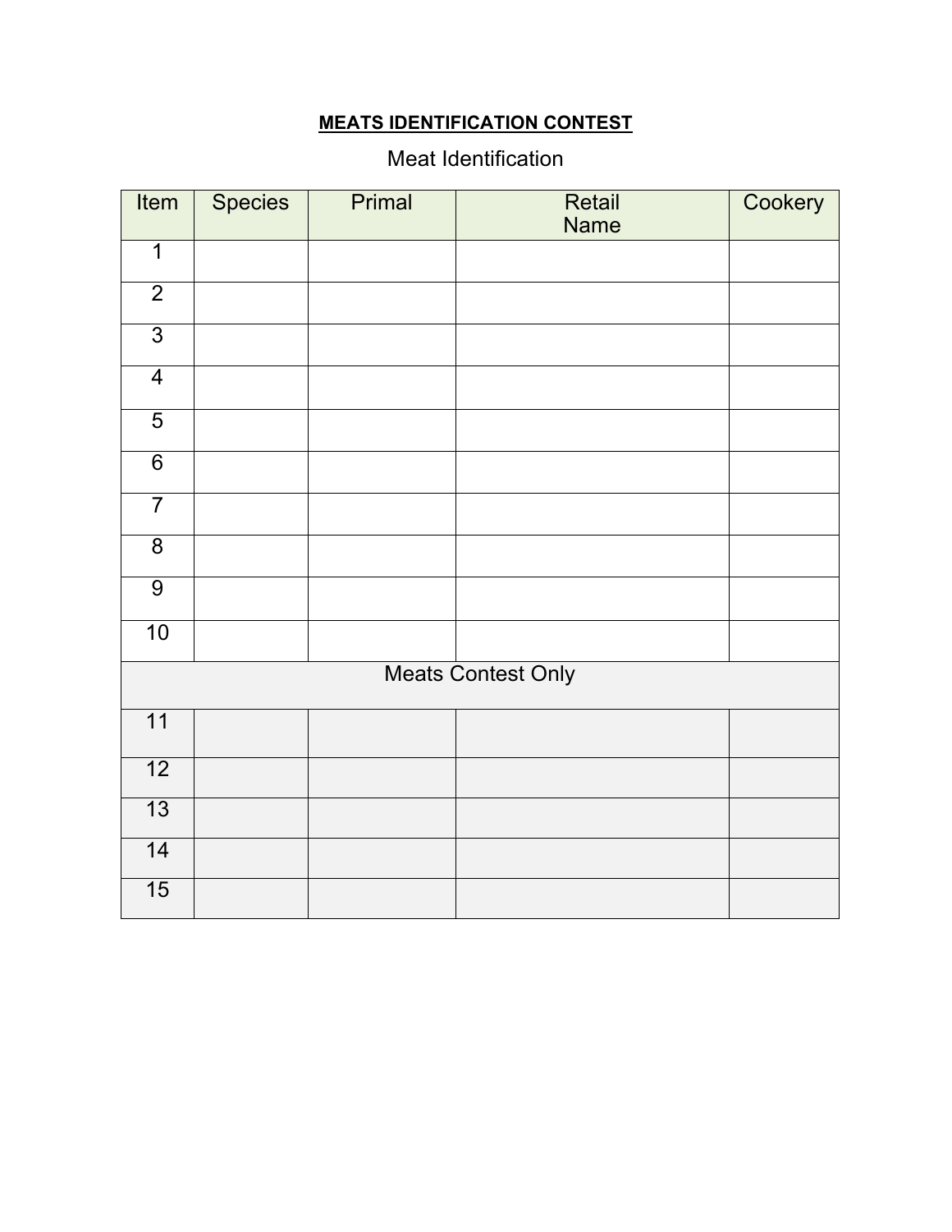**MEATS IDENTIFICATION CONTEST**

Meat Identification

| Item | Species | Primal | Retail Name | Cookery |
|---|---|---|---|---|
| 1 | | | | |
| 2 | | | | |
| 3 | | | | |
| 4 | | | | |
| 5 | | | | |
| 6 | | | | |
| 7 | | | | |
| 8 | | | | |
| 9 | | | | |
| 10 | | | | |
| Meats Contest Only | | | | |
| 11 | | | | |
| 12 | | | | |
| 13 | | | | |
| 14 | | | | |
| 15 | | | | |